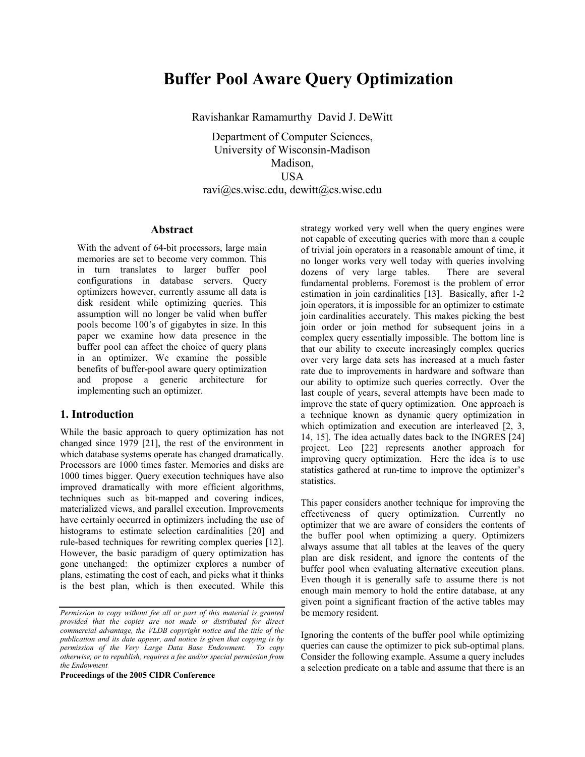# Buffer Pool Aware Query Optimization

Ravishankar Ramamurthy David J. DeWitt

Department of Computer Sciences,
University of Wisconsin-Madison
Madison,
USA
ravi@cs.wisc.edu, dewitt@cs.wisc.edu

## Abstract

With the advent of 64-bit processors, large main memories are set to become very common. This in turn translates to larger buffer pool configurations in database servers. Query optimizers however, currently assume all data is disk resident while optimizing queries. This assumption will no longer be valid when buffer pools become 100's of gigabytes in size. In this paper we examine how data presence in the buffer pool can affect the choice of query plans in an optimizer. We examine the possible benefits of buffer-pool aware query optimization and propose a generic architecture for implementing such an optimizer.

## 1. Introduction

While the basic approach to query optimization has not changed since 1979 [21], the rest of the environment in which database systems operate has changed dramatically. Processors are 1000 times faster. Memories and disks are 1000 times bigger. Query execution techniques have also improved dramatically with more efficient algorithms, techniques such as bit-mapped and covering indices, materialized views, and parallel execution. Improvements have certainly occurred in optimizers including the use of histograms to estimate selection cardinalities [20] and rule-based techniques for rewriting complex queries [12]. However, the basic paradigm of query optimization has gone unchanged: the optimizer explores a number of plans, estimating the cost of each, and picks what it thinks is the best plan, which is then executed. While this strategy worked very well when the query engines were not capable of executing queries with more than a couple of trivial join operators in a reasonable amount of time, it no longer works very well today with queries involving dozens of very large tables. There are several fundamental problems. Foremost is the problem of error estimation in join cardinalities [13]. Basically, after 1-2 join operators, it is impossible for an optimizer to estimate join cardinalities accurately. This makes picking the best join order or join method for subsequent joins in a complex query essentially impossible. The bottom line is that our ability to execute increasingly complex queries over very large data sets has increased at a much faster rate due to improvements in hardware and software than our ability to optimize such queries correctly. Over the last couple of years, several attempts have been made to improve the state of query optimization. One approach is a technique known as dynamic query optimization in which optimization and execution are interleaved [2, 3, 14, 15]. The idea actually dates back to the INGRES [24] project. Leo [22] represents another approach for improving query optimization. Here the idea is to use statistics gathered at run-time to improve the optimizer's statistics.

This paper considers another technique for improving the effectiveness of query optimization. Currently no optimizer that we are aware of considers the contents of the buffer pool when optimizing a query. Optimizers always assume that all tables at the leaves of the query plan are disk resident, and ignore the contents of the buffer pool when evaluating alternative execution plans. Even though it is generally safe to assume there is not enough main memory to hold the entire database, at any given point a significant fraction of the active tables may be memory resident.

Ignoring the contents of the buffer pool while optimizing queries can cause the optimizer to pick sub-optimal plans. Consider the following example. Assume a query includes a selection predicate on a table and assume that there is an

*Permission to copy without fee all or part of this material is granted provided that the copies are not made or distributed for direct commercial advantage, the VLDB copyright notice and the title of the publication and its date appear, and notice is given that copying is by permission of the Very Large Data Base Endowment. To copy otherwise, or to republish, requires a fee and/or special permission from the Endowment*

**Proceedings of the 2005 CIDR Conference**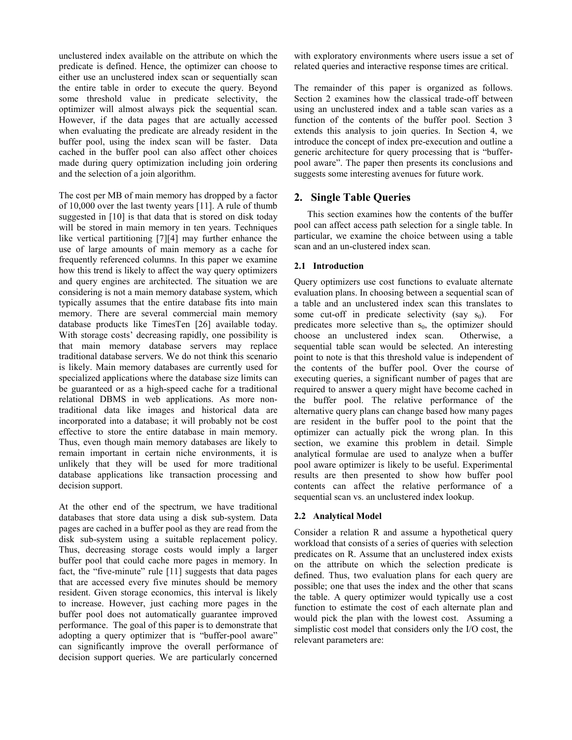unclustered index available on the attribute on which the predicate is defined. Hence, the optimizer can choose to either use an unclustered index scan or sequentially scan the entire table in order to execute the query. Beyond some threshold value in predicate selectivity, the optimizer will almost always pick the sequential scan. However, if the data pages that are actually accessed when evaluating the predicate are already resident in the buffer pool, using the index scan will be faster. Data cached in the buffer pool can also affect other choices made during query optimization including join ordering and the selection of a join algorithm.

The cost per MB of main memory has dropped by a factor of 10,000 over the last twenty years [11]. A rule of thumb suggested in [10] is that data that is stored on disk today will be stored in main memory in ten years. Techniques like vertical partitioning [7][4] may further enhance the use of large amounts of main memory as a cache for frequently referenced columns. In this paper we examine how this trend is likely to affect the way query optimizers and query engines are architected. The situation we are considering is not a main memory database system, which typically assumes that the entire database fits into main memory. There are several commercial main memory database products like TimesTen [26] available today. With storage costs' decreasing rapidly, one possibility is that main memory database servers may replace traditional database servers. We do not think this scenario is likely. Main memory databases are currently used for specialized applications where the database size limits can be guaranteed or as a high-speed cache for a traditional relational DBMS in web applications. As more non-traditional data like images and historical data are incorporated into a database; it will probably not be cost effective to store the entire database in main memory. Thus, even though main memory databases are likely to remain important in certain niche environments, it is unlikely that they will be used for more traditional database applications like transaction processing and decision support.

At the other end of the spectrum, we have traditional databases that store data using a disk sub-system. Data pages are cached in a buffer pool as they are read from the disk sub-system using a suitable replacement policy. Thus, decreasing storage costs would imply a larger buffer pool that could cache more pages in memory. In fact, the "five-minute" rule [11] suggests that data pages that are accessed every five minutes should be memory resident. Given storage economics, this interval is likely to increase. However, just caching more pages in the buffer pool does not automatically guarantee improved performance. The goal of this paper is to demonstrate that adopting a query optimizer that is "buffer-pool aware" can significantly improve the overall performance of decision support queries. We are particularly concerned with exploratory environments where users issue a set of related queries and interactive response times are critical.

The remainder of this paper is organized as follows. Section 2 examines how the classical trade-off between using an unclustered index and a table scan varies as a function of the contents of the buffer pool. Section 3 extends this analysis to join queries. In Section 4, we introduce the concept of index pre-execution and outline a generic architecture for query processing that is "buffer-pool aware". The paper then presents its conclusions and suggests some interesting avenues for future work.

## 2. Single Table Queries

This section examines how the contents of the buffer pool can affect access path selection for a single table. In particular, we examine the choice between using a table scan and an un-clustered index scan.

### 2.1 Introduction

Query optimizers use cost functions to evaluate alternate evaluation plans. In choosing between a sequential scan of a table and an unclustered index scan this translates to some cut-off in predicate selectivity (say $s_0$). For predicates more selective than $s_0$, the optimizer should choose an unclustered index scan. Otherwise, a sequential table scan would be selected. An interesting point to note is that this threshold value is independent of the contents of the buffer pool. Over the course of executing queries, a significant number of pages that are required to answer a query might have become cached in the buffer pool. The relative performance of the alternative query plans can change based how many pages are resident in the buffer pool to the point that the optimizer can actually pick the wrong plan. In this section, we examine this problem in detail. Simple analytical formulae are used to analyze when a buffer pool aware optimizer is likely to be useful. Experimental results are then presented to show how buffer pool contents can affect the relative performance of a sequential scan vs. an unclustered index lookup.

### 2.2 Analytical Model

Consider a relation R and assume a hypothetical query workload that consists of a series of queries with selection predicates on R. Assume that an unclustered index exists on the attribute on which the selection predicate is defined. Thus, two evaluation plans for each query are possible; one that uses the index and the other that scans the table. A query optimizer would typically use a cost function to estimate the cost of each alternate plan and would pick the plan with the lowest cost. Assuming a simplistic cost model that considers only the I/O cost, the relevant parameters are: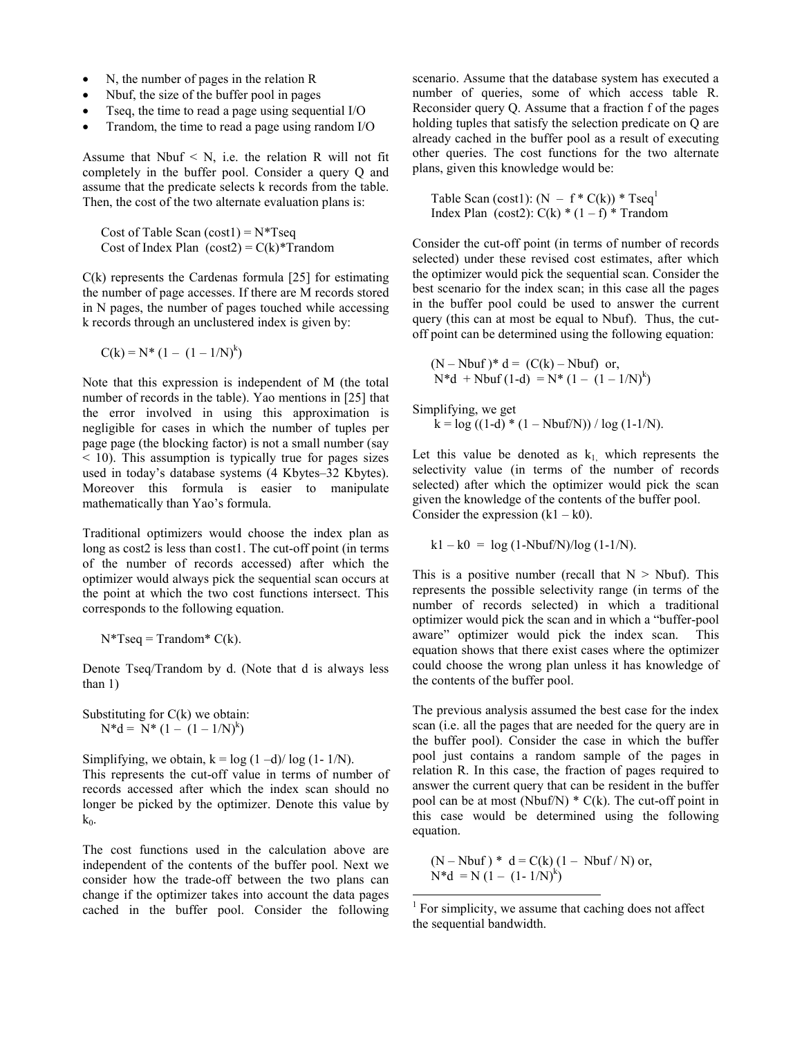- N, the number of pages in the relation R
- Nbuf, the size of the buffer pool in pages
- Tseq, the time to read a page using sequential I/O
- Trandom, the time to read a page using random I/O

Assume that Nbuf < N, i.e. the relation R will not fit completely in the buffer pool. Consider a query Q and assume that the predicate selects k records from the table. Then, the cost of the two alternate evaluation plans is:

Cost of Table Scan (cost1) = N*Tseq
Cost of Index Plan (cost2) = C(k)*Trandom

C(k) represents the Cardenas formula [25] for estimating the number of page accesses. If there are M records stored in N pages, the number of pages touched while accessing k records through an unclustered index is given by:

$$C(k) = N * (1 - (1 - 1/N)^k)$$

Note that this expression is independent of M (the total number of records in the table). Yao mentions in [25] that the error involved in using this approximation is negligible for cases in which the number of tuples per page page (the blocking factor) is not a small number (say < 10). This assumption is typically true for pages sizes used in today's database systems (4 Kbytes–32 Kbytes). Moreover this formula is easier to manipulate mathematically than Yao's formula.

Traditional optimizers would choose the index plan as long as cost2 is less than cost1. The cut-off point (in terms of the number of records accessed) after which the optimizer would always pick the sequential scan occurs at the point at which the two cost functions intersect. This corresponds to the following equation.

$$N*Tseq = Trandom* C(k).$$

Denote Tseq/Trandom by d. (Note that d is always less than 1)

Substituting for C(k) we obtain:

$$N*d = N* (1 - (1 - 1/N)^k)$$

Simplifying, we obtain, $k = \log(1 - d) / \log(1 - 1/N)$.
This represents the cut-off value in terms of number of records accessed after which the index scan should no longer be picked by the optimizer. Denote this value by $k_0$.

The cost functions used in the calculation above are independent of the contents of the buffer pool. Next we consider how the trade-off between the two plans can change if the optimizer takes into account the data pages cached in the buffer pool. Consider the following scenario. Assume that the database system has executed a number of queries, some of which access table R. Reconsider query Q. Assume that a fraction f of the pages holding tuples that satisfy the selection predicate on Q are already cached in the buffer pool as a result of executing other queries. The cost functions for the two alternate plans, given this knowledge would be:

Table Scan (cost1): (N – f * C(k)) * Tseq[1]
Index Plan (cost2): C(k) * (1 – f) * Trandom

Consider the cut-off point (in terms of number of records selected) under these revised cost estimates, after which the optimizer would pick the sequential scan. Consider the best scenario for the index scan; in this case all the pages in the buffer pool could be used to answer the current query (this can at most be equal to Nbuf). Thus, the cut-off point can be determined using the following equation:

$$(N - Nbuf) * d = (C(k) - Nbuf) \text{ or,}$$
$$N*d + Nbuf(1-d) = N* (1 - (1 - 1/N)^k)$$

Simplifying, we get

$$k = \log((1-d) * (1 - Nbuf/N)) / \log(1-1/N).$$

Let this value be denoted as $k_1$, which represents the selectivity value (in terms of the number of records selected) after which the optimizer would pick the scan given the knowledge of the contents of the buffer pool. Consider the expression ($k1 - k0$).

$$k1 - k0 = \log(1-Nbuf/N) / \log(1-1/N).$$

This is a positive number (recall that N > Nbuf). This represents the possible selectivity range (in terms of the number of records selected) in which a traditional optimizer would pick the scan and in which a "buffer-pool aware" optimizer would pick the index scan. This equation shows that there exist cases where the optimizer could choose the wrong plan unless it has knowledge of the contents of the buffer pool.

The previous analysis assumed the best case for the index scan (i.e. all the pages that are needed for the query are in the buffer pool). Consider the case in which the buffer pool just contains a random sample of the pages in relation R. In this case, the fraction of pages required to answer the current query that can be resident in the buffer pool can be at most (Nbuf/N) * C(k). The cut-off point in this case would be determined using the following equation.

$$(N - Nbuf) * d = C(k) (1 - Nbuf / N) \text{ or,}$$
$$N*d = N (1 - (1 - 1/N)^k)$$

[1] For simplicity, we assume that caching does not affect the sequential bandwidth.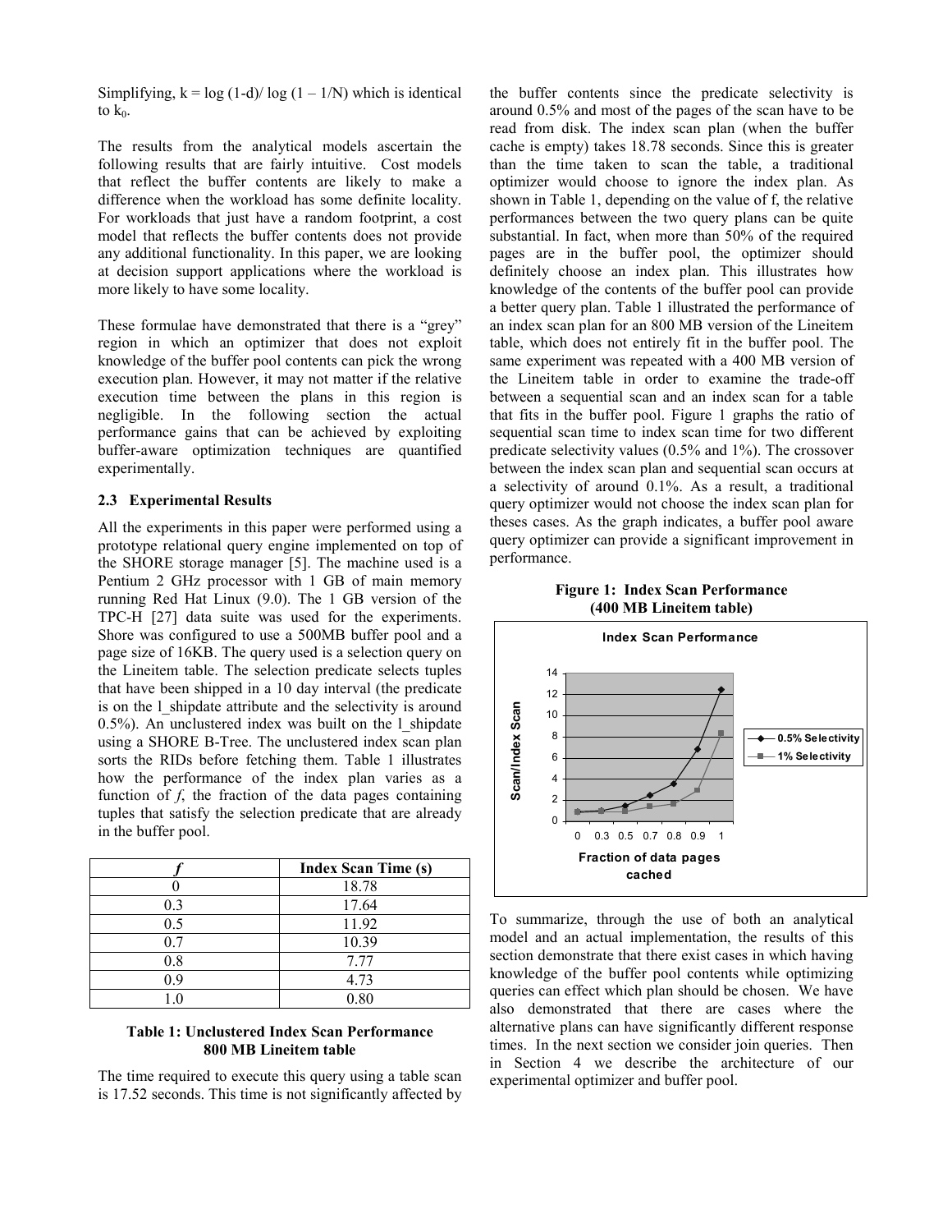Simplifying, $k = \log(1-d)/\log(1 - 1/N)$ which is identical to $k_0$.

The results from the analytical models ascertain the following results that are fairly intuitive. Cost models that reflect the buffer contents are likely to make a difference when the workload has some definite locality. For workloads that just have a random footprint, a cost model that reflects the buffer contents does not provide any additional functionality. In this paper, we are looking at decision support applications where the workload is more likely to have some locality.

These formulae have demonstrated that there is a "grey" region in which an optimizer that does not exploit knowledge of the buffer pool contents can pick the wrong execution plan. However, it may not matter if the relative execution time between the plans in this region is negligible. In the following section the actual performance gains that can be achieved by exploiting buffer-aware optimization techniques are quantified experimentally.

### 2.3 Experimental Results

All the experiments in this paper were performed using a prototype relational query engine implemented on top of the SHORE storage manager [5]. The machine used is a Pentium 2 GHz processor with 1 GB of main memory running Red Hat Linux (9.0). The 1 GB version of the TPC-H [27] data suite was used for the experiments. Shore was configured to use a 500MB buffer pool and a page size of 16KB. The query used is a selection query on the Lineitem table. The selection predicate selects tuples that have been shipped in a 10 day interval (the predicate is on the l_shipdate attribute and the selectivity is around 0.5%). An unclustered index was built on the l_shipdate using a SHORE B-Tree. The unclustered index scan plan sorts the RIDs before fetching them. Table 1 illustrates how the performance of the index plan varies as a function of *f*, the fraction of the data pages containing tuples that satisfy the selection predicate that are already in the buffer pool.

| *f* | Index Scan Time (s) |
|---|---|
| 0 | 18.78 |
| 0.3 | 17.64 |
| 0.5 | 11.92 |
| 0.7 | 10.39 |
| 0.8 | 7.77 |
| 0.9 | 4.73 |
| 1.0 | 0.80 |

**Table 1: Unclustered Index Scan Performance 800 MB Lineitem table**

The time required to execute this query using a table scan is 17.52 seconds. This time is not significantly affected by the buffer contents since the predicate selectivity is around 0.5% and most of the pages of the scan have to be read from disk. The index scan plan (when the buffer cache is empty) takes 18.78 seconds. Since this is greater than the time taken to scan the table, a traditional optimizer would choose to ignore the index plan. As shown in Table 1, depending on the value of f, the relative performances between the two query plans can be quite substantial. In fact, when more than 50% of the required pages are in the buffer pool, the optimizer should definitely choose an index plan. This illustrates how knowledge of the contents of the buffer pool can provide a better query plan. Table 1 illustrated the performance of an index scan plan for an 800 MB version of the Lineitem table, which does not entirely fit in the buffer pool. The same experiment was repeated with a 400 MB version of the Lineitem table in order to examine the trade-off between a sequential scan and an index scan for a table that fits in the buffer pool. Figure 1 graphs the ratio of sequential scan time to index scan time for two different predicate selectivity values (0.5% and 1%). The crossover between the index scan plan and sequential scan occurs at a selectivity of around 0.1%. As a result, a traditional query optimizer would not choose the index scan plan for theses cases. As the graph indicates, a buffer pool aware query optimizer can provide a significant improvement in performance.

**Figure 1: Index Scan Performance (400 MB Lineitem table)**

To summarize, through the use of both an analytical model and an actual implementation, the results of this section demonstrate that there exist cases in which having knowledge of the buffer pool contents while optimizing queries can effect which plan should be chosen. We have also demonstrated that there are cases where the alternative plans can have significantly different response times. In the next section we consider join queries. Then in Section 4 we describe the architecture of our experimental optimizer and buffer pool.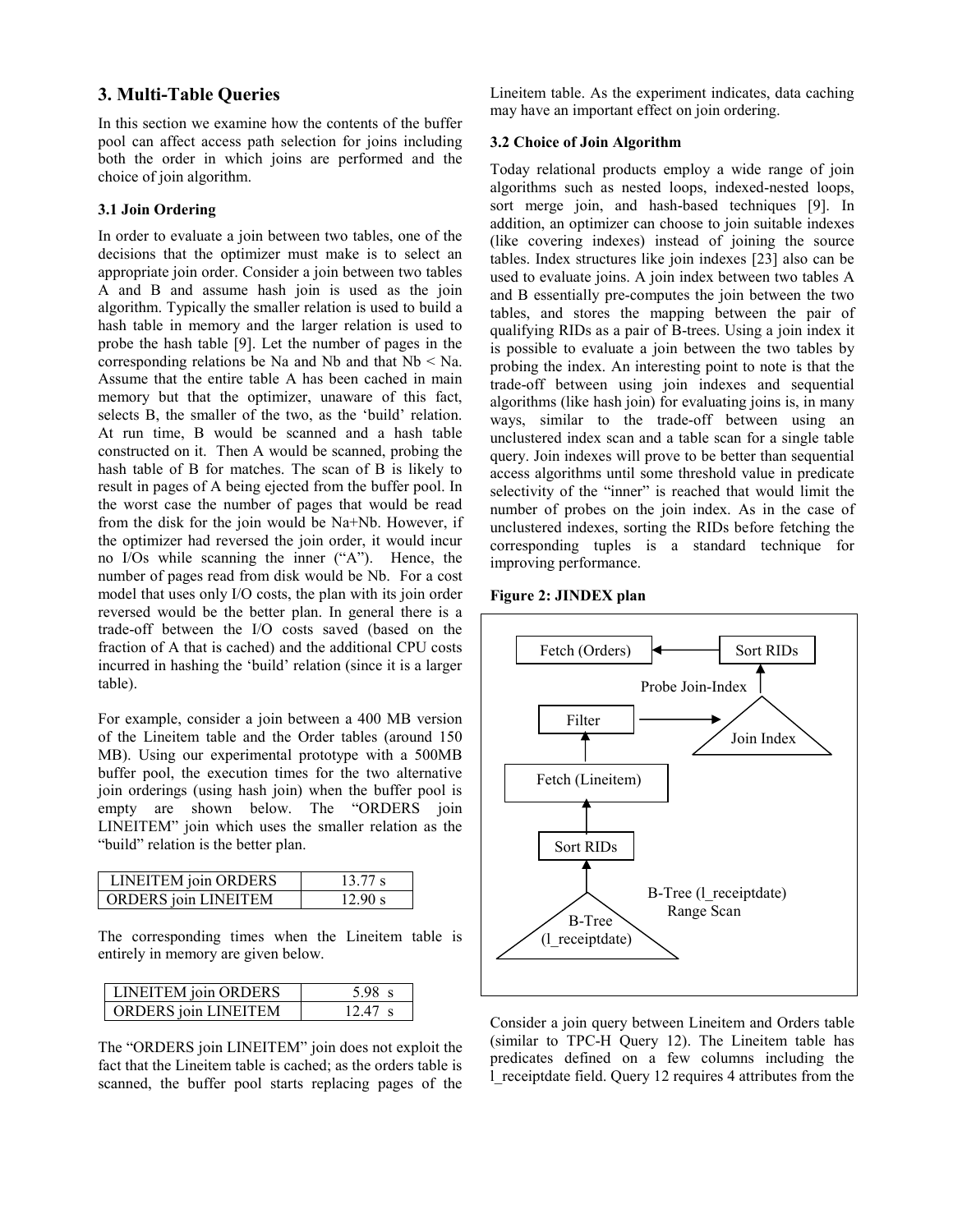## 3. Multi-Table Queries

In this section we examine how the contents of the buffer pool can affect access path selection for joins including both the order in which joins are performed and the choice of join algorithm.

### 3.1 Join Ordering

In order to evaluate a join between two tables, one of the decisions that the optimizer must make is to select an appropriate join order. Consider a join between two tables A and B and assume hash join is used as the join algorithm. Typically the smaller relation is used to build a hash table in memory and the larger relation is used to probe the hash table [9]. Let the number of pages in the corresponding relations be Na and Nb and that Nb < Na. Assume that the entire table A has been cached in main memory but that the optimizer, unaware of this fact, selects B, the smaller of the two, as the 'build' relation. At run time, B would be scanned and a hash table constructed on it. Then A would be scanned, probing the hash table of B for matches. The scan of B is likely to result in pages of A being ejected from the buffer pool. In the worst case the number of pages that would be read from the disk for the join would be Na+Nb. However, if the optimizer had reversed the join order, it would incur no I/Os while scanning the inner ("A"). Hence, the number of pages read from disk would be Nb. For a cost model that uses only I/O costs, the plan with its join order reversed would be the better plan. In general there is a trade-off between the I/O costs saved (based on the fraction of A that is cached) and the additional CPU costs incurred in hashing the 'build' relation (since it is a larger table).

For example, consider a join between a 400 MB version of the Lineitem table and the Order tables (around 150 MB). Using our experimental prototype with a 500MB buffer pool, the execution times for the two alternative join orderings (using hash join) when the buffer pool is empty are shown below. The "ORDERS join LINEITEM" join which uses the smaller relation as the "build" relation is the better plan.

| | |
|---|---|
| LINEITEM join ORDERS | 13.77 s |
| ORDERS join LINEITEM | 12.90 s |

The corresponding times when the Lineitem table is entirely in memory are given below.

| | |
|---|---|
| LINEITEM join ORDERS | 5.98 s |
| ORDERS join LINEITEM | 12.47 s |

The "ORDERS join LINEITEM" join does not exploit the fact that the Lineitem table is cached; as the orders table is scanned, the buffer pool starts replacing pages of the Lineitem table. As the experiment indicates, data caching may have an important effect on join ordering.

### 3.2 Choice of Join Algorithm

Today relational products employ a wide range of join algorithms such as nested loops, indexed-nested loops, sort merge join, and hash-based techniques [9]. In addition, an optimizer can choose to join suitable indexes (like covering indexes) instead of joining the source tables. Index structures like join indexes [23] also can be used to evaluate joins. A join index between two tables A and B essentially pre-computes the join between the two tables, and stores the mapping between the pair of qualifying RIDs as a pair of B-trees. Using a join index it is possible to evaluate a join between the two tables by probing the index. An interesting point to note is that the trade-off between using join indexes and sequential algorithms (like hash join) for evaluating joins is, in many ways, similar to the trade-off between using an unclustered index scan and a table scan for a single table query. Join indexes will prove to be better than sequential access algorithms until some threshold value in predicate selectivity of the "inner" is reached that would limit the number of probes on the join index. As in the case of unclustered indexes, sorting the RIDs before fetching the corresponding tuples is a standard technique for improving performance.

**Figure 2: JINDEX plan**

Fetch (Orders) ← Sort RIDs ← Probe Join-Index ← Join Index ← Filter ← Fetch (Lineitem) ← Sort RIDs ← B-Tree (l_receiptdate) Range Scan

Consider a join query between Lineitem and Orders table (similar to TPC-H Query 12). The Lineitem table has predicates defined on a few columns including the l_receiptdate field. Query 12 requires 4 attributes from the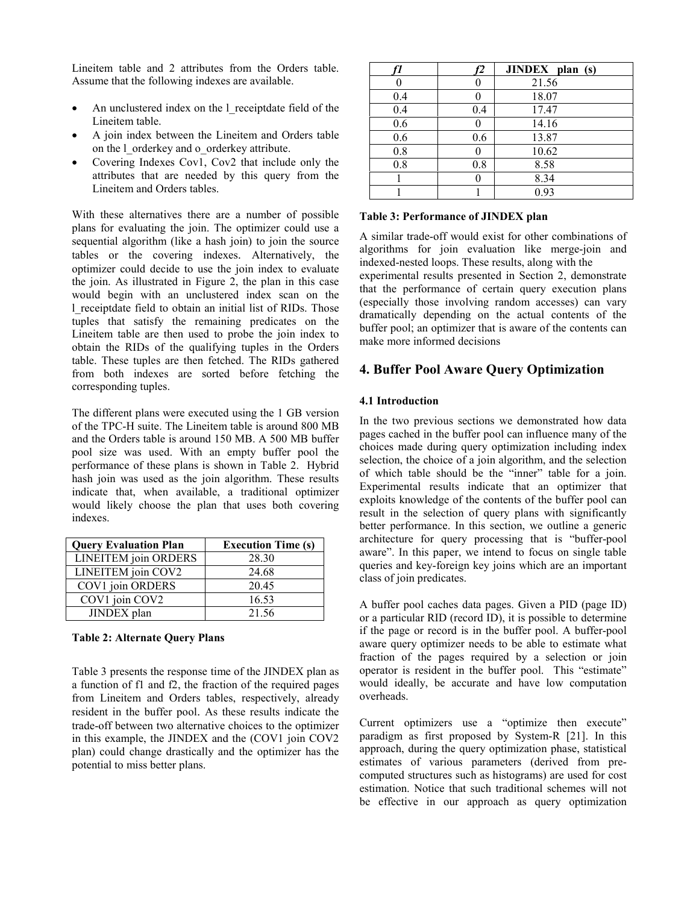Lineitem table and 2 attributes from the Orders table. Assume that the following indexes are available.

- An unclustered index on the l_receiptdate field of the Lineitem table.
- A join index between the Lineitem and Orders table on the l_orderkey and o_orderkey attribute.
- Covering Indexes Cov1, Cov2 that include only the attributes that are needed by this query from the Lineitem and Orders tables.

With these alternatives there are a number of possible plans for evaluating the join. The optimizer could use a sequential algorithm (like a hash join) to join the source tables or the covering indexes. Alternatively, the optimizer could decide to use the join index to evaluate the join. As illustrated in Figure 2, the plan in this case would begin with an unclustered index scan on the l_receiptdate field to obtain an initial list of RIDs. Those tuples that satisfy the remaining predicates on the Lineitem table are then used to probe the join index to obtain the RIDs of the qualifying tuples in the Orders table. These tuples are then fetched. The RIDs gathered from both indexes are sorted before fetching the corresponding tuples.

The different plans were executed using the 1 GB version of the TPC-H suite. The Lineitem table is around 800 MB and the Orders table is around 150 MB. A 500 MB buffer pool size was used. With an empty buffer pool the performance of these plans is shown in Table 2. Hybrid hash join was used as the join algorithm. These results indicate that, when available, a traditional optimizer would likely choose the plan that uses both covering indexes.

| Query Evaluation Plan | Execution Time (s) |
|---|---|
| LINEITEM join ORDERS | 28.30 |
| LINEITEM join COV2 | 24.68 |
| COV1 join ORDERS | 20.45 |
| COV1 join COV2 | 16.53 |
| JINDEX plan | 21.56 |

**Table 2: Alternate Query Plans**

Table 3 presents the response time of the JINDEX plan as a function of f1 and f2, the fraction of the required pages from Lineitem and Orders tables, respectively, already resident in the buffer pool. As these results indicate the trade-off between two alternative choices to the optimizer in this example, the JINDEX and the (COV1 join COV2 plan) could change drastically and the optimizer has the potential to miss better plans.

| *f1* | *f2* | JINDEX plan (s) |
|---|---|---|
| 0 | 0 | 21.56 |
| 0.4 | 0 | 18.07 |
| 0.4 | 0.4 | 17.47 |
| 0.6 | 0 | 14.16 |
| 0.6 | 0.6 | 13.87 |
| 0.8 | 0 | 10.62 |
| 0.8 | 0.8 | 8.58 |
| 1 | 0 | 8.34 |
| 1 | 1 | 0.93 |

**Table 3: Performance of JINDEX plan**

A similar trade-off would exist for other combinations of algorithms for join evaluation like merge-join and indexed-nested loops. These results, along with the experimental results presented in Section 2, demonstrate that the performance of certain query execution plans (especially those involving random accesses) can vary dramatically depending on the actual contents of the buffer pool; an optimizer that is aware of the contents can make more informed decisions

## 4. Buffer Pool Aware Query Optimization

### 4.1 Introduction

In the two previous sections we demonstrated how data pages cached in the buffer pool can influence many of the choices made during query optimization including index selection, the choice of a join algorithm, and the selection of which table should be the "inner" table for a join. Experimental results indicate that an optimizer that exploits knowledge of the contents of the buffer pool can result in the selection of query plans with significantly better performance. In this section, we outline a generic architecture for query processing that is "buffer-pool aware". In this paper, we intend to focus on single table queries and key-foreign key joins which are an important class of join predicates.

A buffer pool caches data pages. Given a PID (page ID) or a particular RID (record ID), it is possible to determine if the page or record is in the buffer pool. A buffer-pool aware query optimizer needs to be able to estimate what fraction of the pages required by a selection or join operator is resident in the buffer pool. This "estimate" would ideally, be accurate and have low computation overheads.

Current optimizers use a "optimize then execute" paradigm as first proposed by System-R [21]. In this approach, during the query optimization phase, statistical estimates of various parameters (derived from pre-computed structures such as histograms) are used for cost estimation. Notice that such traditional schemes will not be effective in our approach as query optimization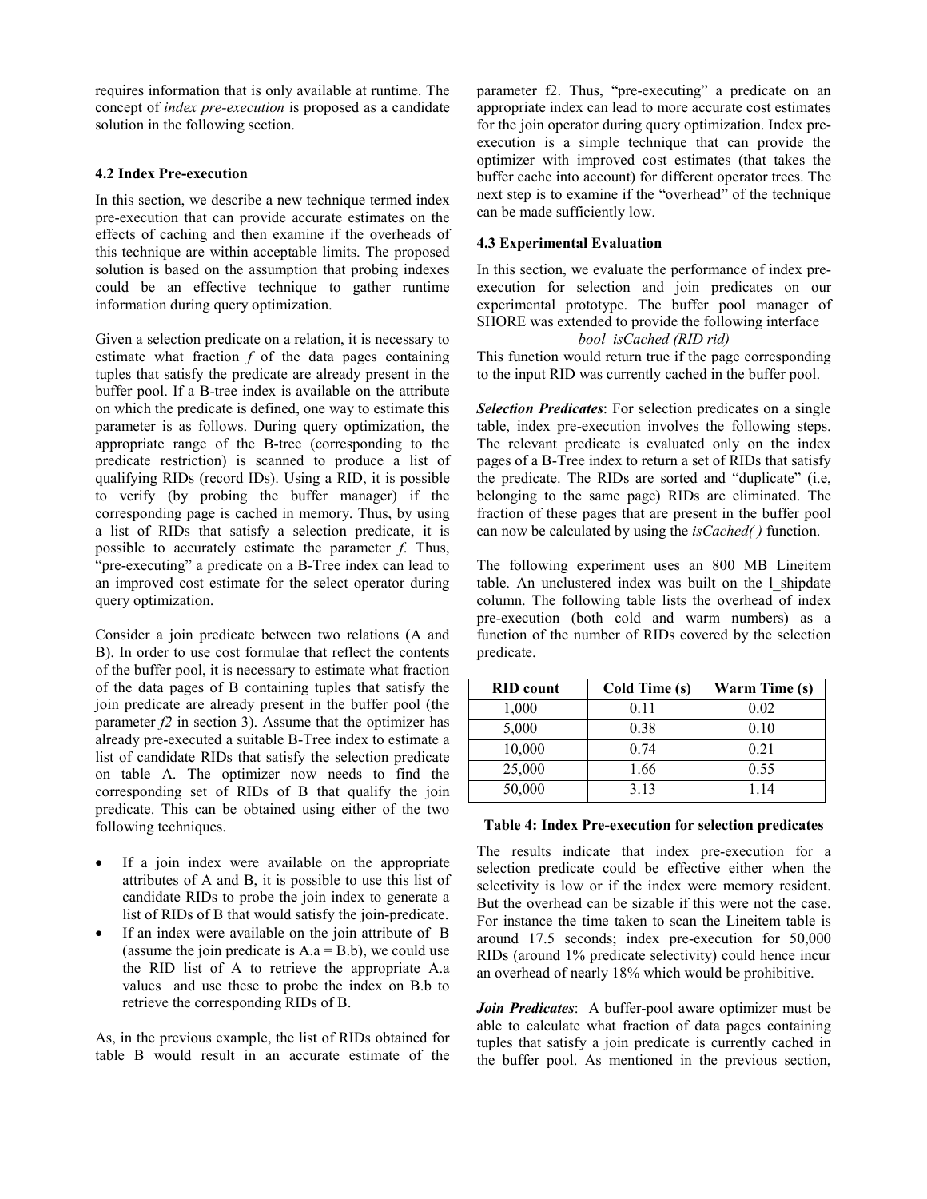requires information that is only available at runtime. The concept of *index pre-execution* is proposed as a candidate solution in the following section.

### 4.2 Index Pre-execution

In this section, we describe a new technique termed index pre-execution that can provide accurate estimates on the effects of caching and then examine if the overheads of this technique are within acceptable limits. The proposed solution is based on the assumption that probing indexes could be an effective technique to gather runtime information during query optimization.

Given a selection predicate on a relation, it is necessary to estimate what fraction $f$ of the data pages containing tuples that satisfy the predicate are already present in the buffer pool. If a B-tree index is available on the attribute on which the predicate is defined, one way to estimate this parameter is as follows. During query optimization, the appropriate range of the B-tree (corresponding to the predicate restriction) is scanned to produce a list of qualifying RIDs (record IDs). Using a RID, it is possible to verify (by probing the buffer manager) if the corresponding page is cached in memory. Thus, by using a list of RIDs that satisfy a selection predicate, it is possible to accurately estimate the parameter $f$. Thus, "pre-executing" a predicate on a B-Tree index can lead to an improved cost estimate for the select operator during query optimization.

Consider a join predicate between two relations (A and B). In order to use cost formulae that reflect the contents of the buffer pool, it is necessary to estimate what fraction of the data pages of B containing tuples that satisfy the join predicate are already present in the buffer pool (the parameter $f2$ in section 3). Assume that the optimizer has already pre-executed a suitable B-Tree index to estimate a list of candidate RIDs that satisfy the selection predicate on table A. The optimizer now needs to find the corresponding set of RIDs of B that qualify the join predicate. This can be obtained using either of the two following techniques.

- If a join index were available on the appropriate attributes of A and B, it is possible to use this list of candidate RIDs to probe the join index to generate a list of RIDs of B that would satisfy the join-predicate.
- If an index were available on the join attribute of B (assume the join predicate is A.a = B.b), we could use the RID list of A to retrieve the appropriate A.a values and use these to probe the index on B.b to retrieve the corresponding RIDs of B.

As, in the previous example, the list of RIDs obtained for table B would result in an accurate estimate of the parameter f2. Thus, "pre-executing" a predicate on an appropriate index can lead to more accurate cost estimates for the join operator during query optimization. Index pre-execution is a simple technique that can provide the optimizer with improved cost estimates (that takes the buffer cache into account) for different operator trees. The next step is to examine if the "overhead" of the technique can be made sufficiently low.

### 4.3 Experimental Evaluation

In this section, we evaluate the performance of index pre-execution for selection and join predicates on our experimental prototype. The buffer pool manager of SHORE was extended to provide the following interface

*bool isCached (RID rid)*

This function would return true if the page corresponding to the input RID was currently cached in the buffer pool.

***Selection Predicates***: For selection predicates on a single table, index pre-execution involves the following steps. The relevant predicate is evaluated only on the index pages of a B-Tree index to return a set of RIDs that satisfy the predicate. The RIDs are sorted and "duplicate" (i.e, belonging to the same page) RIDs are eliminated. The fraction of these pages that are present in the buffer pool can now be calculated by using the *isCached( )* function.

The following experiment uses an 800 MB Lineitem table. An unclustered index was built on the l_shipdate column. The following table lists the overhead of index pre-execution (both cold and warm numbers) as a function of the number of RIDs covered by the selection predicate.

| RID count | Cold Time (s) | Warm Time (s) |
|---|---|---|
| 1,000 | 0.11 | 0.02 |
| 5,000 | 0.38 | 0.10 |
| 10,000 | 0.74 | 0.21 |
| 25,000 | 1.66 | 0.55 |
| 50,000 | 3.13 | 1.14 |

**Table 4: Index Pre-execution for selection predicates**

The results indicate that index pre-execution for a selection predicate could be effective either when the selectivity is low or if the index were memory resident. But the overhead can be sizable if this were not the case. For instance the time taken to scan the Lineitem table is around 17.5 seconds; index pre-execution for 50,000 RIDs (around 1% predicate selectivity) could hence incur an overhead of nearly 18% which would be prohibitive.

***Join Predicates***: A buffer-pool aware optimizer must be able to calculate what fraction of data pages containing tuples that satisfy a join predicate is currently cached in the buffer pool. As mentioned in the previous section,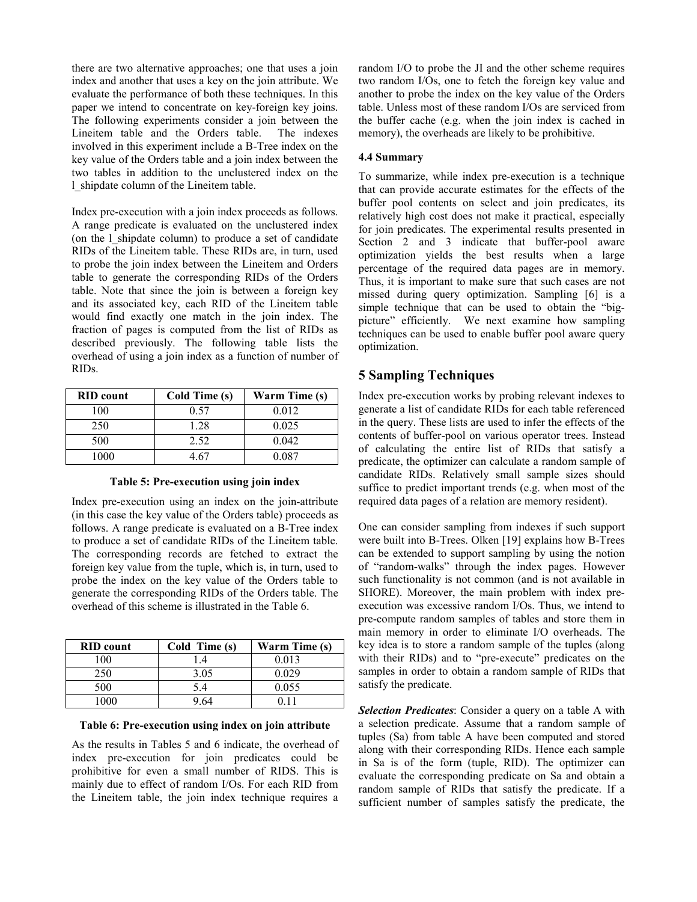there are two alternative approaches; one that uses a join index and another that uses a key on the join attribute. We evaluate the performance of both these techniques. In this paper we intend to concentrate on key-foreign key joins. The following experiments consider a join between the Lineitem table and the Orders table. The indexes involved in this experiment include a B-Tree index on the key value of the Orders table and a join index between the two tables in addition to the unclustered index on the l_shipdate column of the Lineitem table.

Index pre-execution with a join index proceeds as follows. A range predicate is evaluated on the unclustered index (on the l_shipdate column) to produce a set of candidate RIDs of the Lineitem table. These RIDs are, in turn, used to probe the join index between the Lineitem and Orders table to generate the corresponding RIDs of the Orders table. Note that since the join is between a foreign key and its associated key, each RID of the Lineitem table would find exactly one match in the join index. The fraction of pages is computed from the list of RIDs as described previously. The following table lists the overhead of using a join index as a function of number of RIDs.

| RID count | Cold Time (s) | Warm Time (s) |
|---|---|---|
| 100 | 0.57 | 0.012 |
| 250 | 1.28 | 0.025 |
| 500 | 2.52 | 0.042 |
| 1000 | 4.67 | 0.087 |

**Table 5: Pre-execution using join index**

Index pre-execution using an index on the join-attribute (in this case the key value of the Orders table) proceeds as follows. A range predicate is evaluated on a B-Tree index to produce a set of candidate RIDs of the Lineitem table. The corresponding records are fetched to extract the foreign key value from the tuple, which is, in turn, used to probe the index on the key value of the Orders table to generate the corresponding RIDs of the Orders table. The overhead of this scheme is illustrated in the Table 6.

| RID count | Cold Time (s) | Warm Time (s) |
|---|---|---|
| 100 | 1.4 | 0.013 |
| 250 | 3.05 | 0.029 |
| 500 | 5.4 | 0.055 |
| 1000 | 9.64 | 0.11 |

**Table 6: Pre-execution using index on join attribute**

As the results in Tables 5 and 6 indicate, the overhead of index pre-execution for join predicates could be prohibitive for even a small number of RIDS. This is mainly due to effect of random I/Os. For each RID from the Lineitem table, the join index technique requires a random I/O to probe the JI and the other scheme requires two random I/Os, one to fetch the foreign key value and another to probe the index on the key value of the Orders table. Unless most of these random I/Os are serviced from the buffer cache (e.g. when the join index is cached in memory), the overheads are likely to be prohibitive.

#### 4.4 Summary

To summarize, while index pre-execution is a technique that can provide accurate estimates for the effects of the buffer pool contents on select and join predicates, its relatively high cost does not make it practical, especially for join predicates. The experimental results presented in Section 2 and 3 indicate that buffer-pool aware optimization yields the best results when a large percentage of the required data pages are in memory. Thus, it is important to make sure that such cases are not missed during query optimization. Sampling [6] is a simple technique that can be used to obtain the "big-picture" efficiently. We next examine how sampling techniques can be used to enable buffer pool aware query optimization.

## 5 Sampling Techniques

Index pre-execution works by probing relevant indexes to generate a list of candidate RIDs for each table referenced in the query. These lists are used to infer the effects of the contents of buffer-pool on various operator trees. Instead of calculating the entire list of RIDs that satisfy a predicate, the optimizer can calculate a random sample of candidate RIDs. Relatively small sample sizes should suffice to predict important trends (e.g. when most of the required data pages of a relation are memory resident).

One can consider sampling from indexes if such support were built into B-Trees. Olken [19] explains how B-Trees can be extended to support sampling by using the notion of "random-walks" through the index pages. However such functionality is not common (and is not available in SHORE). Moreover, the main problem with index pre-execution was excessive random I/Os. Thus, we intend to pre-compute random samples of tables and store them in main memory in order to eliminate I/O overheads. The key idea is to store a random sample of the tuples (along with their RIDs) and to "pre-execute" predicates on the samples in order to obtain a random sample of RIDs that satisfy the predicate.

***Selection Predicates***: Consider a query on a table A with a selection predicate. Assume that a random sample of tuples (Sa) from table A have been computed and stored along with their corresponding RIDs. Hence each sample in Sa is of the form (tuple, RID). The optimizer can evaluate the corresponding predicate on Sa and obtain a random sample of RIDs that satisfy the predicate. If a sufficient number of samples satisfy the predicate, the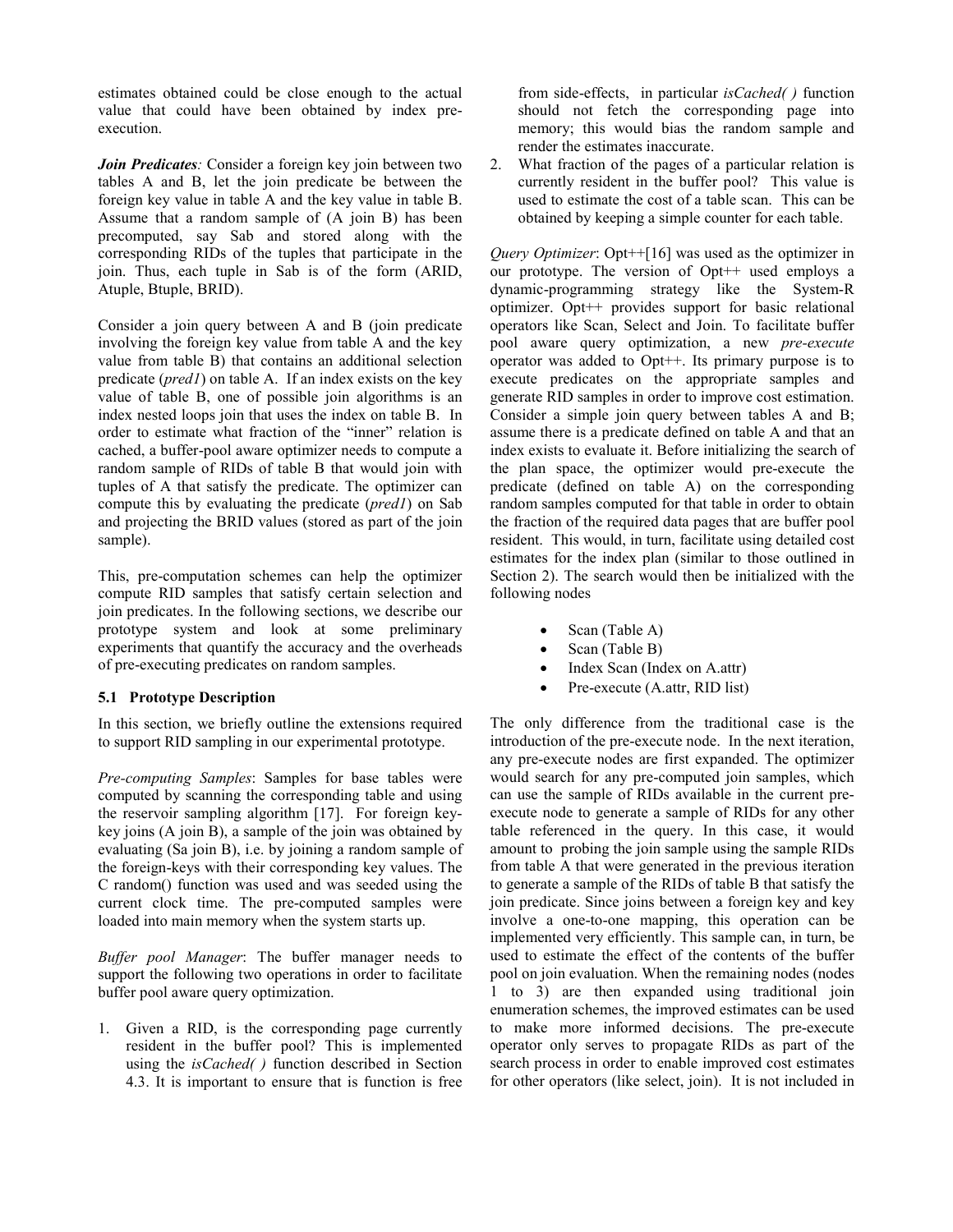estimates obtained could be close enough to the actual value that could have been obtained by index pre-execution.

***Join Predicates:*** Consider a foreign key join between two tables A and B, let the join predicate be between the foreign key value in table A and the key value in table B. Assume that a random sample of (A join B) has been precomputed, say Sab and stored along with the corresponding RIDs of the tuples that participate in the join. Thus, each tuple in Sab is of the form (ARID, Atuple, Btuple, BRID).

Consider a join query between A and B (join predicate involving the foreign key value from table A and the key value from table B) that contains an additional selection predicate (*pred1*) on table A. If an index exists on the key value of table B, one of possible join algorithms is an index nested loops join that uses the index on table B. In order to estimate what fraction of the "inner" relation is cached, a buffer-pool aware optimizer needs to compute a random sample of RIDs of table B that would join with tuples of A that satisfy the predicate. The optimizer can compute this by evaluating the predicate (*pred1*) on Sab and projecting the BRID values (stored as part of the join sample).

This, pre-computation schemes can help the optimizer compute RID samples that satisfy certain selection and join predicates. In the following sections, we describe our prototype system and look at some preliminary experiments that quantify the accuracy and the overheads of pre-executing predicates on random samples.

### 5.1 Prototype Description

In this section, we briefly outline the extensions required to support RID sampling in our experimental prototype.

*Pre-computing Samples*: Samples for base tables were computed by scanning the corresponding table and using the reservoir sampling algorithm [17]. For foreign key-key joins (A join B), a sample of the join was obtained by evaluating (Sa join B), i.e. by joining a random sample of the foreign-keys with their corresponding key values. The C random() function was used and was seeded using the current clock time. The pre-computed samples were loaded into main memory when the system starts up.

*Buffer pool Manager*: The buffer manager needs to support the following two operations in order to facilitate buffer pool aware query optimization.

1. Given a RID, is the corresponding page currently resident in the buffer pool? This is implemented using the *isCached( )* function described in Section 4.3. It is important to ensure that is function is free from side-effects, in particular *isCached( )* function should not fetch the corresponding page into memory; this would bias the random sample and render the estimates inaccurate.
2. What fraction of the pages of a particular relation is currently resident in the buffer pool? This value is used to estimate the cost of a table scan. This can be obtained by keeping a simple counter for each table.

*Query Optimizer*: Opt++[16] was used as the optimizer in our prototype. The version of Opt++ used employs a dynamic-programming strategy like the System-R optimizer. Opt++ provides support for basic relational operators like Scan, Select and Join. To facilitate buffer pool aware query optimization, a new *pre-execute* operator was added to Opt++. Its primary purpose is to execute predicates on the appropriate samples and generate RID samples in order to improve cost estimation. Consider a simple join query between tables A and B; assume there is a predicate defined on table A and that an index exists to evaluate it. Before initializing the search of the plan space, the optimizer would pre-execute the predicate (defined on table A) on the corresponding random samples computed for that table in order to obtain the fraction of the required data pages that are buffer pool resident. This would, in turn, facilitate using detailed cost estimates for the index plan (similar to those outlined in Section 2). The search would then be initialized with the following nodes

- Scan (Table A)
- Scan (Table B)
- Index Scan (Index on A.attr)
- Pre-execute (A.attr, RID list)

The only difference from the traditional case is the introduction of the pre-execute node. In the next iteration, any pre-execute nodes are first expanded. The optimizer would search for any pre-computed join samples, which can use the sample of RIDs available in the current pre-execute node to generate a sample of RIDs for any other table referenced in the query. In this case, it would amount to probing the join sample using the sample RIDs from table A that were generated in the previous iteration to generate a sample of the RIDs of table B that satisfy the join predicate. Since joins between a foreign key and key involve a one-to-one mapping, this operation can be implemented very efficiently. This sample can, in turn, be used to estimate the effect of the contents of the buffer pool on join evaluation. When the remaining nodes (nodes 1 to 3) are then expanded using traditional join enumeration schemes, the improved estimates can be used to make more informed decisions. The pre-execute operator only serves to propagate RIDs as part of the search process in order to enable improved cost estimates for other operators (like select, join). It is not included in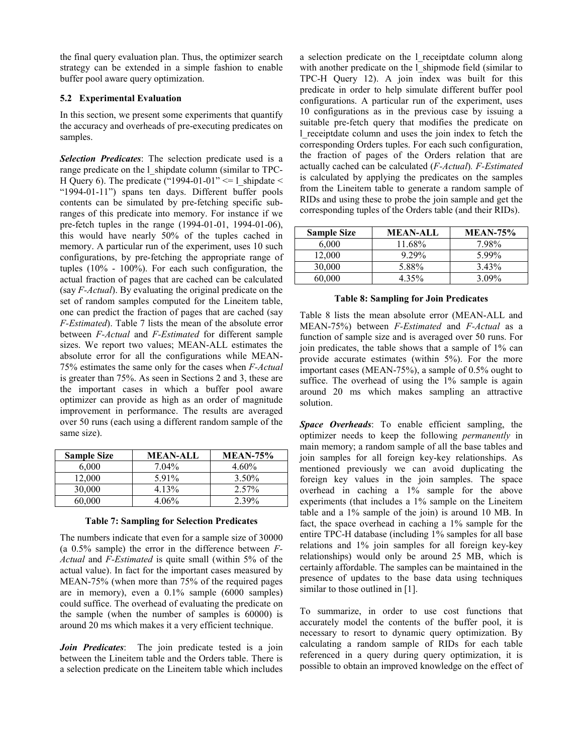the final query evaluation plan. Thus, the optimizer search strategy can be extended in a simple fashion to enable buffer pool aware query optimization.

### 5.2 Experimental Evaluation

In this section, we present some experiments that quantify the accuracy and overheads of pre-executing predicates on samples.

***Selection Predicates***: The selection predicate used is a range predicate on the l_shipdate column (similar to TPC-H Query 6). The predicate ("1994-01-01" <= l_shipdate < "1994-01-11") spans ten days. Different buffer pools contents can be simulated by pre-fetching specific sub-ranges of this predicate into memory. For instance if we pre-fetch tuples in the range (1994-01-01, 1994-01-06), this would have nearly 50% of the tuples cached in memory. A particular run of the experiment, uses 10 such configurations, by pre-fetching the appropriate range of tuples (10% - 100%). For each such configuration, the actual fraction of pages that are cached can be calculated (say *F-Actual*). By evaluating the original predicate on the set of random samples computed for the Lineitem table, one can predict the fraction of pages that are cached (say *F-Estimated*). Table 7 lists the mean of the absolute error between *F-Actual* and *F-Estimated* for different sample sizes. We report two values; MEAN-ALL estimates the absolute error for all the configurations while MEAN-75% estimates the same only for the cases when *F-Actual* is greater than 75%. As seen in Sections 2 and 3, these are the important cases in which a buffer pool aware optimizer can provide as high as an order of magnitude improvement in performance. The results are averaged over 50 runs (each using a different random sample of the same size).

| Sample Size | MEAN-ALL | MEAN-75% |
|---|---|---|
| 6,000 | 7.04% | 4.60% |
| 12,000 | 5.91% | 3.50% |
| 30,000 | 4.13% | 2.57% |
| 60,000 | 4.06% | 2.39% |

**Table 7: Sampling for Selection Predicates**

The numbers indicate that even for a sample size of 30000 (a 0.5% sample) the error in the difference between *F-Actual* and *F-Estimated* is quite small (within 5% of the actual value). In fact for the important cases measured by MEAN-75% (when more than 75% of the required pages are in memory), even a 0.1% sample (6000 samples) could suffice. The overhead of evaluating the predicate on the sample (when the number of samples is 60000) is around 20 ms which makes it a very efficient technique.

***Join Predicates***: The join predicate tested is a join between the Lineitem table and the Orders table. There is a selection predicate on the Lineitem table which includes a selection predicate on the l_receiptdate column along with another predicate on the l_shipmode field (similar to TPC-H Query 12). A join index was built for this predicate in order to help simulate different buffer pool configurations. A particular run of the experiment, uses 10 configurations as in the previous case by issuing a suitable pre-fetch query that modifies the predicate on l_receiptdate column and uses the join index to fetch the corresponding Orders tuples. For each such configuration, the fraction of pages of the Orders relation that are actually cached can be calculated (*F-Actual*). *F-Estimated* is calculated by applying the predicates on the samples from the Lineitem table to generate a random sample of RIDs and using these to probe the join sample and get the corresponding tuples of the Orders table (and their RIDs).

| Sample Size | MEAN-ALL | MEAN-75% |
|---|---|---|
| 6,000 | 11.68% | 7.98% |
| 12,000 | 9.29% | 5.99% |
| 30,000 | 5.88% | 3.43% |
| 60,000 | 4.35% | 3.09% |

**Table 8: Sampling for Join Predicates**

Table 8 lists the mean absolute error (MEAN-ALL and MEAN-75%) between *F-Estimated* and *F-Actual* as a function of sample size and is averaged over 50 runs. For join predicates, the table shows that a sample of 1% can provide accurate estimates (within 5%). For the more important cases (MEAN-75%), a sample of 0.5% ought to suffice. The overhead of using the 1% sample is again around 20 ms which makes sampling an attractive solution.

***Space Overheads***: To enable efficient sampling, the optimizer needs to keep the following *permanently* in main memory; a random sample of all the base tables and join samples for all foreign key-key relationships. As mentioned previously we can avoid duplicating the foreign key values in the join samples. The space overhead in caching a 1% sample for the above experiments (that includes a 1% sample on the Lineitem table and a 1% sample of the join) is around 10 MB. In fact, the space overhead in caching a 1% sample for the entire TPC-H database (including 1% samples for all base relations and 1% join samples for all foreign key-key relationships) would only be around 25 MB, which is certainly affordable. The samples can be maintained in the presence of updates to the base data using techniques similar to those outlined in [1].

To summarize, in order to use cost functions that accurately model the contents of the buffer pool, it is necessary to resort to dynamic query optimization. By calculating a random sample of RIDs for each table referenced in a query during query optimization, it is possible to obtain an improved knowledge on the effect of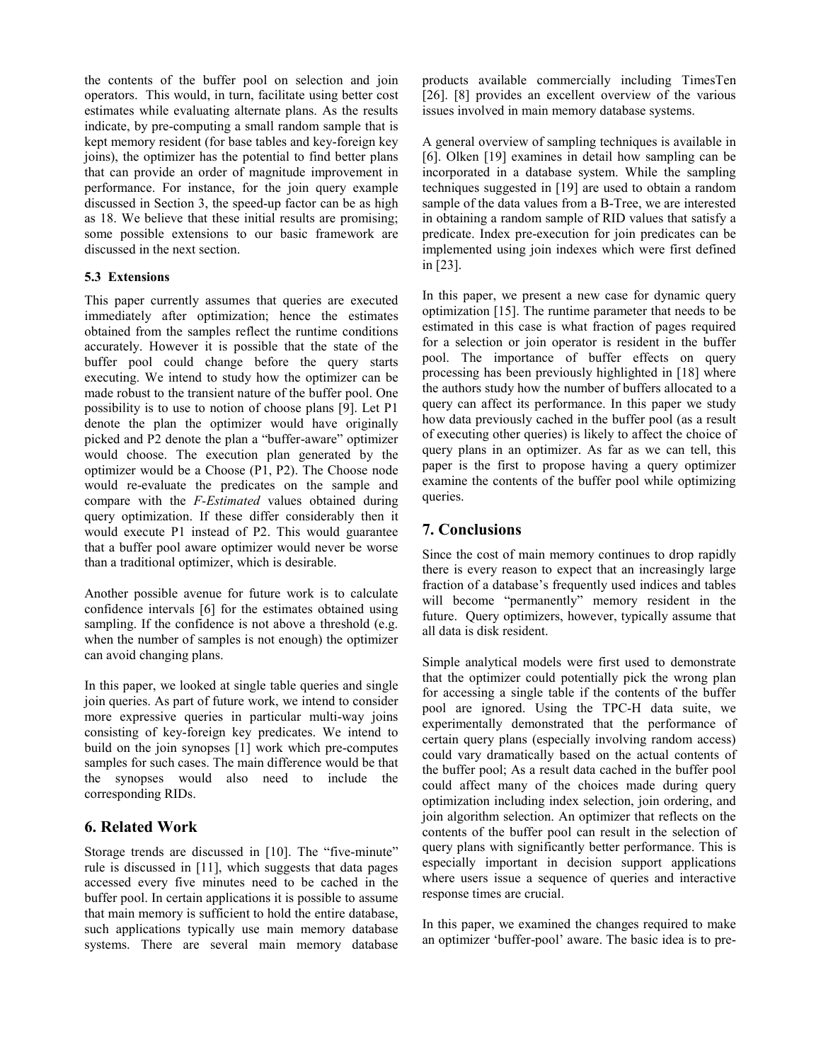the contents of the buffer pool on selection and join operators. This would, in turn, facilitate using better cost estimates while evaluating alternate plans. As the results indicate, by pre-computing a small random sample that is kept memory resident (for base tables and key-foreign key joins), the optimizer has the potential to find better plans that can provide an order of magnitude improvement in performance. For instance, for the join query example discussed in Section 3, the speed-up factor can be as high as 18. We believe that these initial results are promising; some possible extensions to our basic framework are discussed in the next section.

### 5.3 Extensions

This paper currently assumes that queries are executed immediately after optimization; hence the estimates obtained from the samples reflect the runtime conditions accurately. However it is possible that the state of the buffer pool could change before the query starts executing. We intend to study how the optimizer can be made robust to the transient nature of the buffer pool. One possibility is to use to notion of choose plans [9]. Let P1 denote the plan the optimizer would have originally picked and P2 denote the plan a "buffer-aware" optimizer would choose. The execution plan generated by the optimizer would be a Choose (P1, P2). The Choose node would re-evaluate the predicates on the sample and compare with the *F-Estimated* values obtained during query optimization. If these differ considerably then it would execute P1 instead of P2. This would guarantee that a buffer pool aware optimizer would never be worse than a traditional optimizer, which is desirable.

Another possible avenue for future work is to calculate confidence intervals [6] for the estimates obtained using sampling. If the confidence is not above a threshold (e.g. when the number of samples is not enough) the optimizer can avoid changing plans.

In this paper, we looked at single table queries and single join queries. As part of future work, we intend to consider more expressive queries in particular multi-way joins consisting of key-foreign key predicates. We intend to build on the join synopses [1] work which pre-computes samples for such cases. The main difference would be that the synopses would also need to include the corresponding RIDs.

## 6. Related Work

Storage trends are discussed in [10]. The "five-minute" rule is discussed in [11], which suggests that data pages accessed every five minutes need to be cached in the buffer pool. In certain applications it is possible to assume that main memory is sufficient to hold the entire database, such applications typically use main memory database systems. There are several main memory database products available commercially including TimesTen [26]. [8] provides an excellent overview of the various issues involved in main memory database systems.

A general overview of sampling techniques is available in [6]. Olken [19] examines in detail how sampling can be incorporated in a database system. While the sampling techniques suggested in [19] are used to obtain a random sample of the data values from a B-Tree, we are interested in obtaining a random sample of RID values that satisfy a predicate. Index pre-execution for join predicates can be implemented using join indexes which were first defined in [23].

In this paper, we present a new case for dynamic query optimization [15]. The runtime parameter that needs to be estimated in this case is what fraction of pages required for a selection or join operator is resident in the buffer pool. The importance of buffer effects on query processing has been previously highlighted in [18] where the authors study how the number of buffers allocated to a query can affect its performance. In this paper we study how data previously cached in the buffer pool (as a result of executing other queries) is likely to affect the choice of query plans in an optimizer. As far as we can tell, this paper is the first to propose having a query optimizer examine the contents of the buffer pool while optimizing queries.

## 7. Conclusions

Since the cost of main memory continues to drop rapidly there is every reason to expect that an increasingly large fraction of a database's frequently used indices and tables will become "permanently" memory resident in the future. Query optimizers, however, typically assume that all data is disk resident.

Simple analytical models were first used to demonstrate that the optimizer could potentially pick the wrong plan for accessing a single table if the contents of the buffer pool are ignored. Using the TPC-H data suite, we experimentally demonstrated that the performance of certain query plans (especially involving random access) could vary dramatically based on the actual contents of the buffer pool; As a result data cached in the buffer pool could affect many of the choices made during query optimization including index selection, join ordering, and join algorithm selection. An optimizer that reflects on the contents of the buffer pool can result in the selection of query plans with significantly better performance. This is especially important in decision support applications where users issue a sequence of queries and interactive response times are crucial.

In this paper, we examined the changes required to make an optimizer 'buffer-pool' aware. The basic idea is to pre-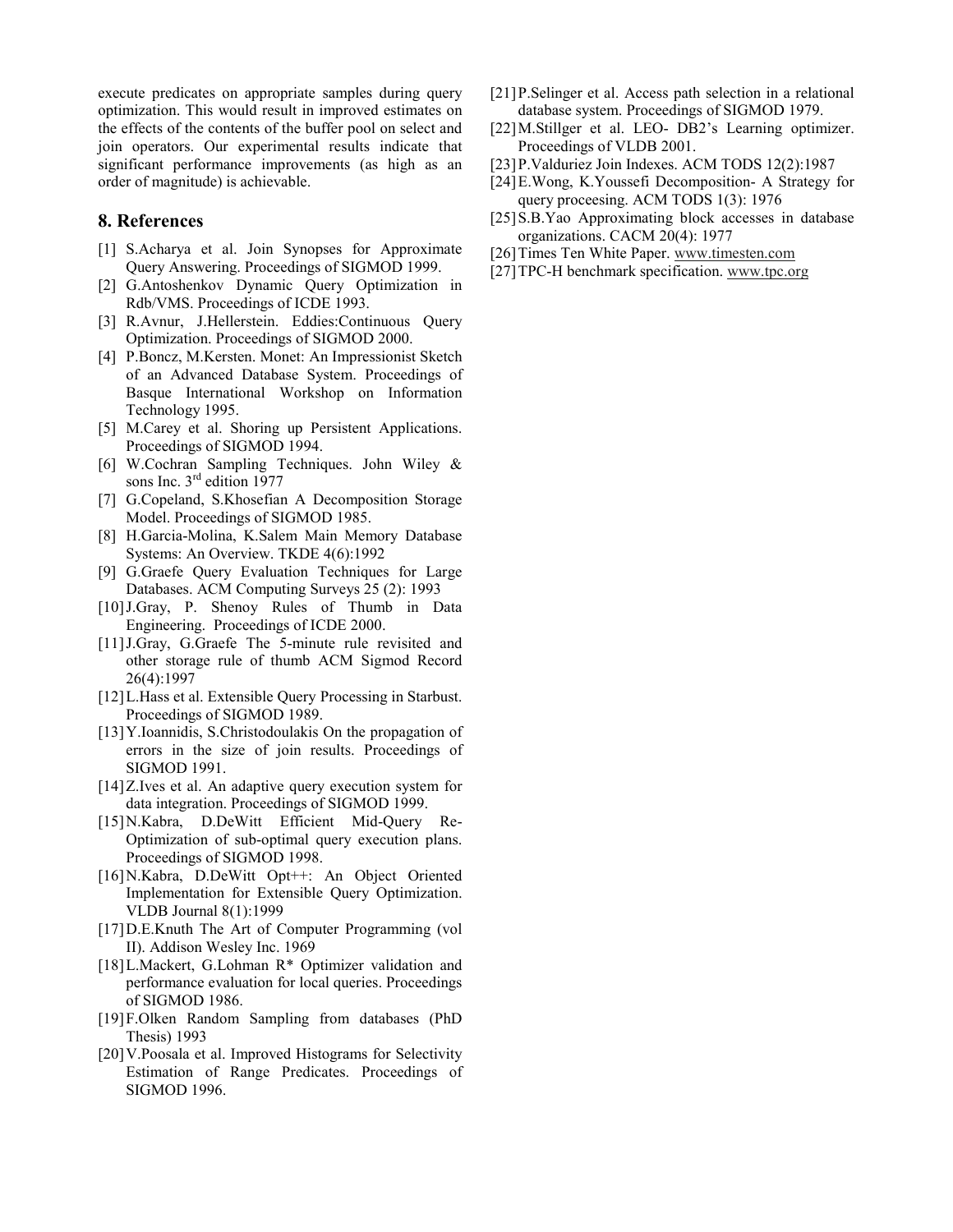execute predicates on appropriate samples during query optimization. This would result in improved estimates on the effects of the contents of the buffer pool on select and join operators. Our experimental results indicate that significant performance improvements (as high as an order of magnitude) is achievable.

## 8. References

[1] S.Acharya et al. Join Synopses for Approximate Query Answering. Proceedings of SIGMOD 1999.

[2] G.Antoshenkov Dynamic Query Optimization in Rdb/VMS. Proceedings of ICDE 1993.

[3] R.Avnur, J.Hellerstein. Eddies:Continuous Query Optimization. Proceedings of SIGMOD 2000.

[4] P.Boncz, M.Kersten. Monet: An Impressionist Sketch of an Advanced Database System. Proceedings of Basque International Workshop on Information Technology 1995.

[5] M.Carey et al. Shoring up Persistent Applications. Proceedings of SIGMOD 1994.

[6] W.Cochran Sampling Techniques. John Wiley & sons Inc. 3rd edition 1977

[7] G.Copeland, S.Khosefian A Decomposition Storage Model. Proceedings of SIGMOD 1985.

[8] H.Garcia-Molina, K.Salem Main Memory Database Systems: An Overview. TKDE 4(6):1992

[9] G.Graefe Query Evaluation Techniques for Large Databases. ACM Computing Surveys 25 (2): 1993

[10] J.Gray, P. Shenoy Rules of Thumb in Data Engineering. Proceedings of ICDE 2000.

[11] J.Gray, G.Graefe The 5-minute rule revisited and other storage rule of thumb ACM Sigmod Record 26(4):1997

[12] L.Hass et al. Extensible Query Processing in Starbust. Proceedings of SIGMOD 1989.

[13] Y.Ioannidis, S.Christodoulakis On the propagation of errors in the size of join results. Proceedings of SIGMOD 1991.

[14] Z.Ives et al. An adaptive query execution system for data integration. Proceedings of SIGMOD 1999.

[15] N.Kabra, D.DeWitt Efficient Mid-Query Re-Optimization of sub-optimal query execution plans. Proceedings of SIGMOD 1998.

[16] N.Kabra, D.DeWitt Opt++: An Object Oriented Implementation for Extensible Query Optimization. VLDB Journal 8(1):1999

[17] D.E.Knuth The Art of Computer Programming (vol II). Addison Wesley Inc. 1969

[18] L.Mackert, G.Lohman R* Optimizer validation and performance evaluation for local queries. Proceedings of SIGMOD 1986.

[19] F.Olken Random Sampling from databases (PhD Thesis) 1993

[20] V.Poosala et al. Improved Histograms for Selectivity Estimation of Range Predicates. Proceedings of SIGMOD 1996.

[21] P.Selinger et al. Access path selection in a relational database system. Proceedings of SIGMOD 1979.

[22] M.Stillger et al. LEO- DB2's Learning optimizer. Proceedings of VLDB 2001.

[23] P.Valduriez Join Indexes. ACM TODS 12(2):1987

[24] E.Wong, K.Youssefi Decomposition- A Strategy for query proceesing. ACM TODS 1(3): 1976

[25] S.B.Yao Approximating block accesses in database organizations. CACM 20(4): 1977

[26] Times Ten White Paper. www.timesten.com

[27] TPC-H benchmark specification. www.tpc.org